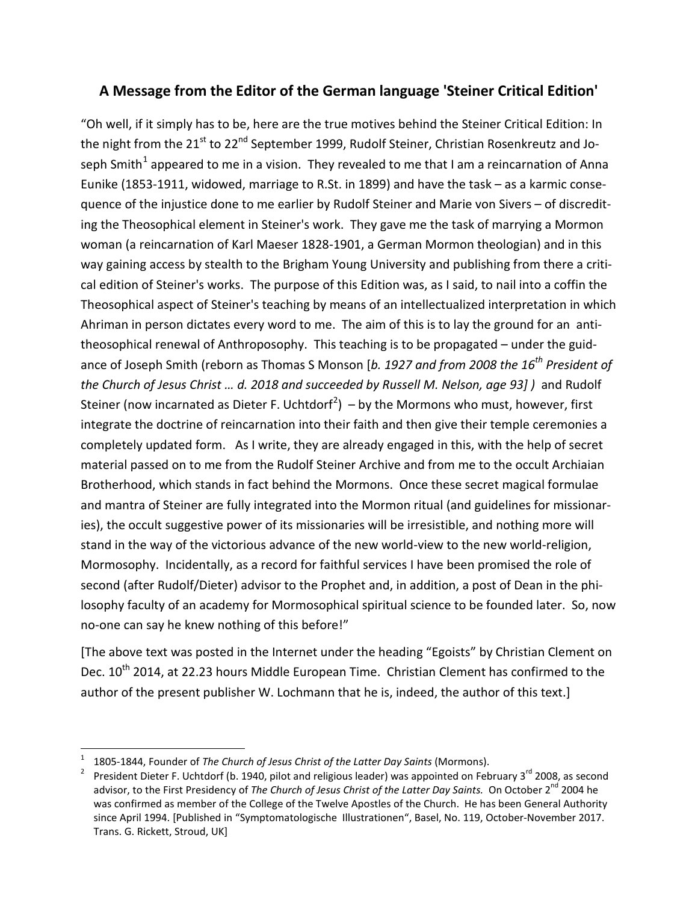## A Message from the Editor of the German language 'Steiner Critical Edition'

"Oh well, if it simply has to be, here are the true motives behind the Steiner Critical Edition: In the night from the 21st to 22nd September 1999, Rudolf Steiner, Christian Rosenkreutz and Joseph Smith[1] appeared to me in a vision. They revealed to me that I am a reincarnation of Anna Eunike (1853-1911, widowed, marriage to R.St. in 1899) and have the task – as a karmic consequence of the injustice done to me earlier by Rudolf Steiner and Marie von Sivers – of discrediting the Theosophical element in Steiner's work. They gave me the task of marrying a Mormon woman (a reincarnation of Karl Maeser 1828-1901, a German Mormon theologian) and in this way gaining access by stealth to the Brigham Young University and publishing from there a critical edition of Steiner's works. The purpose of this Edition was, as I said, to nail into a coffin the Theosophical aspect of Steiner's teaching by means of an intellectualized interpretation in which Ahriman in person dictates every word to me. The aim of this is to lay the ground for an anti-theosophical renewal of Anthroposophy. This teaching is to be propagated – under the guidance of Joseph Smith (reborn as Thomas S Monson [*b. 1927 and from 2008 the 16th President of the Church of Jesus Christ … d. 2018 and succeeded by Russell M. Nelson, age 93]* ) and Rudolf Steiner (now incarnated as Dieter F. Uchtdorf[2]) – by the Mormons who must, however, first integrate the doctrine of reincarnation into their faith and then give their temple ceremonies a completely updated form. As I write, they are already engaged in this, with the help of secret material passed on to me from the Rudolf Steiner Archive and from me to the occult Archiaian Brotherhood, which stands in fact behind the Mormons. Once these secret magical formulae and mantra of Steiner are fully integrated into the Mormon ritual (and guidelines for missionaries), the occult suggestive power of its missionaries will be irresistible, and nothing more will stand in the way of the victorious advance of the new world-view to the new world-religion, Mormosophy. Incidentally, as a record for faithful services I have been promised the role of second (after Rudolf/Dieter) advisor to the Prophet and, in addition, a post of Dean in the philosophy faculty of an academy for Mormosophical spiritual science to be founded later. So, now no-one can say he knew nothing of this before!"

[The above text was posted in the Internet under the heading "Egoists" by Christian Clement on Dec. 10th 2014, at 22.23 hours Middle European Time. Christian Clement has confirmed to the author of the present publisher W. Lochmann that he is, indeed, the author of this text.]

---

[1] 1805-1844, Founder of *The Church of Jesus Christ of the Latter Day Saints* (Mormons).

[2] President Dieter F. Uchtdorf (b. 1940, pilot and religious leader) was appointed on February 3rd 2008, as second advisor, to the First Presidency of *The Church of Jesus Christ of the Latter Day Saints.* On October 2nd 2004 he was confirmed as member of the College of the Twelve Apostles of the Church. He has been General Authority since April 1994. [Published in "Symptomatologische Illustrationen", Basel, No. 119, October-November 2017. Trans. G. Rickett, Stroud, UK]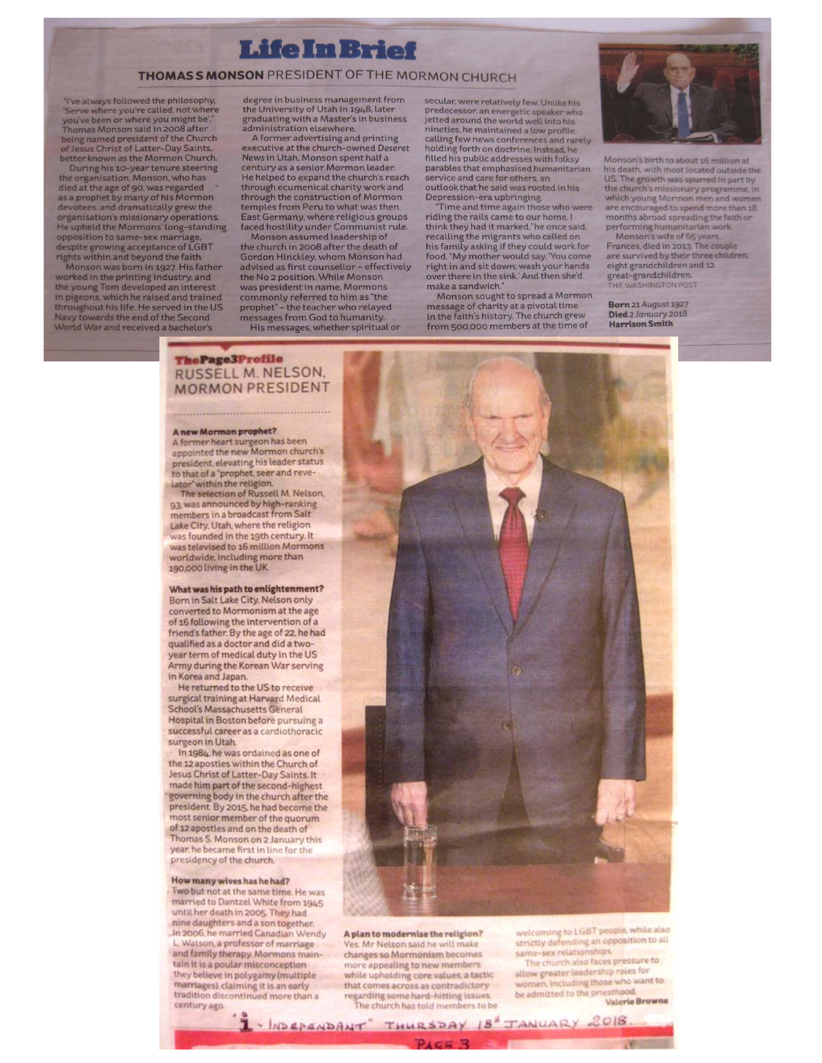# Life In Brief

## THOMAS S MONSON PRESIDENT OF THE MORMON CHURCH

"I've always followed the philosophy, 'Serve where you're called, not where you've been or where you might be'," Thomas Monson said in 2008 after being named president of the Church of Jesus Christ of Latter-Day Saints, better known as the Mormon Church.

During his 10-year tenure steering the organisation, Monson, who has died at the age of 90, was regarded as a prophet by many of his Mormon devotees, and dramatically grew the organisation's missionary operations. He upheld the Mormons' long-standing opposition to same-sex marriage, despite growing acceptance of LGBT rights within and beyond the faith.

Monson was born in 1927. His father worked in the printing industry, and the young Tom developed an interest in pigeons, which he raised and trained throughout his life. He served in the US Navy towards the end of the Second World War and received a bachelor's degree in business management from the University of Utah in 1948, later graduating with a Master's in business administration elsewhere.

A former advertising and printing executive at the church-owned Deseret News in Utah, Monson spent half a century as a senior Mormon leader. He helped to expand the church's reach through ecumenical charity work and through the construction of Mormon temples from Peru to what was then East Germany, where religious groups faced hostility under Communist rule.

Monson assumed leadership of the church in 2008 after the death of Gordon Hinckley, whom Monson had advised as first counsellor – effectively the No 2 position. While Monson was president in name, Mormons commonly referred to him as "the prophet" – the teacher who relayed messages from God to humanity.

His messages, whether spiritual or secular, were relatively few. Unlike his predecessor, an energetic speaker who jetted around the world well into his nineties, he maintained a low profile, calling few news conferences and rarely holding forth on doctrine. Instead, he filled his public addresses with folksy parables that emphasised humanitarian service and care for others, an outlook that he said was rooted in his Depression-era upbringing.

"Time and time again those who were riding the rails came to our home. I think they had it marked," he once said, recalling the migrants who called on his family asking if they could work for food. "My mother would say, 'You come right in and sit down; wash your hands over there in the sink.' And then she'd make a sandwich."

Monson sought to spread a Mormon message of charity at a pivotal time in the faith's history. The church grew from 500,000 members at the time of Monson's birth to about 16 million at his death, with most located outside the US. The growth was spurred in part by the church's missionary programme, in which young Mormon men and women are encouraged to spend more than 18 months abroad spreading the faith or performing humanitarian work.

Monson's wife of 65 years, Frances, died in 2013. The couple are survived by their three children, eight grandchildren and 12 great-grandchildren.

THE WASHINGTON POST

**Born** 21 August 1927
**Died** 2 January 2018
**Harrison Smith**

---

## ThePage3Profile

# RUSSELL M. NELSON, MORMON PRESIDENT

**A new Mormon prophet?**

A former heart surgeon has been appointed the new Mormon church's president, elevating his leader status to that of a "prophet, seer and revelator" within the religion.

The selection of Russell M. Nelson, 93, was announced by high-ranking members in a broadcast from Salt Lake City, Utah, where the religion was founded in the 19th century. It was televised to 16 million Mormons worldwide, including more than 190,000 living in the UK.

**What was his path to enlightenment?**

Born in Salt Lake City, Nelson only converted to Mormonism at the age of 16 following the intervention of a friend's father. By the age of 22, he had qualified as a doctor and did a two-year term of medical duty in the US Army during the Korean War serving in Korea and Japan.

He returned to the US to receive surgical training at Harvard Medical School's Massachusetts General Hospital in Boston before pursuing a successful career as a cardiothoracic surgeon in Utah.

In 1984, he was ordained as one of the 12 apostles within the Church of Jesus Christ of Latter-Day Saints. It made him part of the second-highest governing body in the church after the president. By 2015, he had become the most senior member of the quorum of 12 apostles and on the death of Thomas S. Monson on 2 January this year, he became first in line for the presidency of the church.

**How many wives has he had?**

Two but not at the same time. He was married to Dantzel White from 1945 until her death in 2005. They had nine daughters and a son together. In 2006, he married Canadian Wendy L. Watson, a professor of marriage and family therapy. Mormons maintain it is a poular misconception they believe in polygamy (multiple marriages), claiming it is an early tradition discontinued more than a century ago.

**A plan to modernise the religion?**

Yes. Mr Nelson said he will make changes so Mormonism becomes more appealing to new members while upholding core values, a tactic that comes across as contradictory regarding some hard-hitting issues.

The church has told members to be welcoming to LGBT people, while also strictly defending an opposition to all same-sex relationships.

The church also faces pressure to allow greater leadership roles for women, including those who want to be admitted to the priesthood.

**Valerie Browne**

"i" - INDEPENDANT" THURSDAY 18th JANUARY 2018. PAGE 3